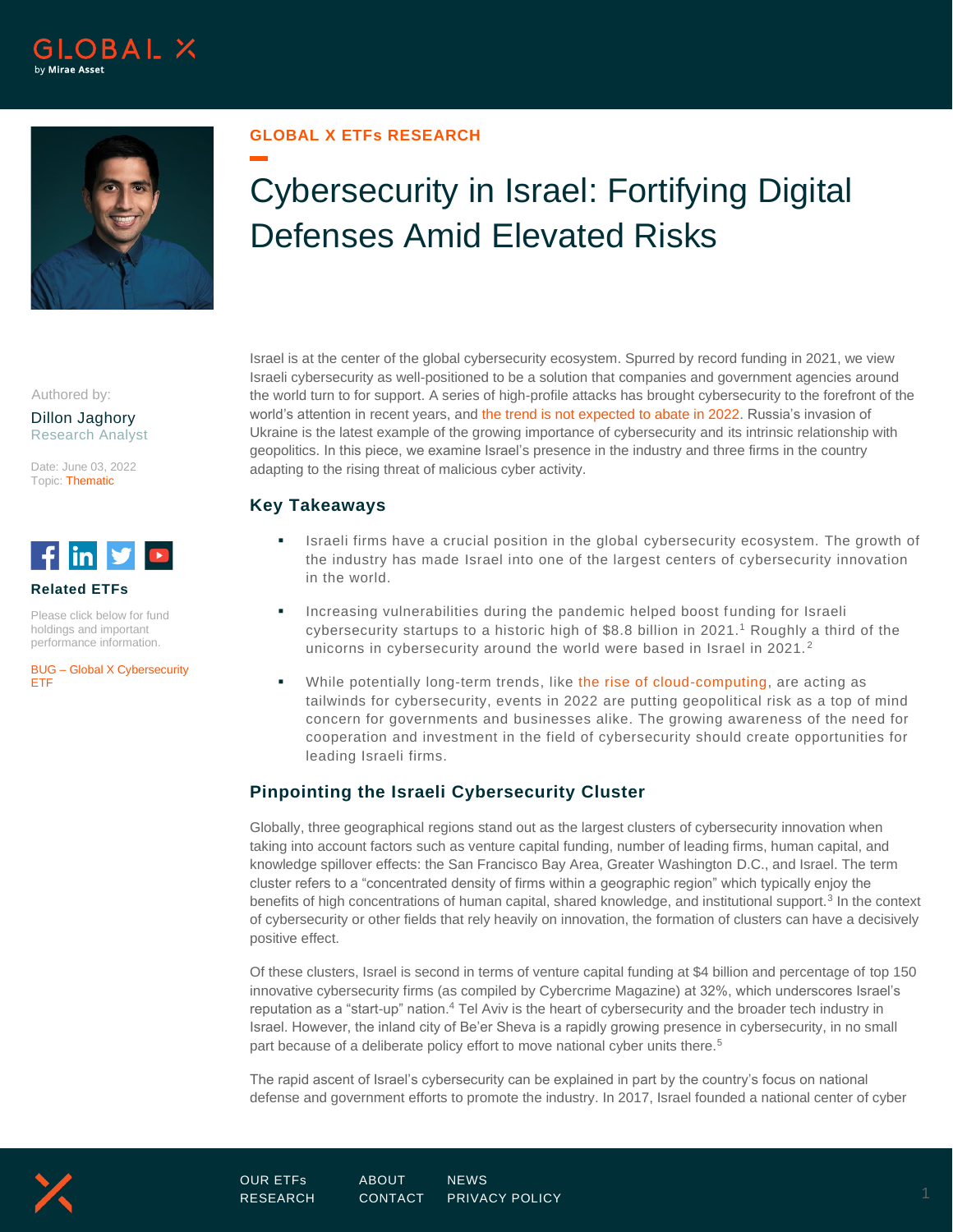GLOBAL X ETFs RESEARCH

# Cybersecurity in Israel: Fortifying Digital Defenses Amid Elevated Risks

Authored by:

Dillon Jaghory
Research Analyst

Date: June 03, 2022
Topic: Thematic

**Related ETFs**

Please click below for fund holdings and important performance information.

BUG – Global X Cybersecurity ETF

Israel is at the center of the global cybersecurity ecosystem. Spurred by record funding in 2021, we view Israeli cybersecurity as well-positioned to be a solution that companies and government agencies around the world turn to for support. A series of high-profile attacks has brought cybersecurity to the forefront of the world's attention in recent years, and the trend is not expected to abate in 2022. Russia's invasion of Ukraine is the latest example of the growing importance of cybersecurity and its intrinsic relationship with geopolitics. In this piece, we examine Israel's presence in the industry and three firms in the country adapting to the rising threat of malicious cyber activity.

## Key Takeaways

- Israeli firms have a crucial position in the global cybersecurity ecosystem. The growth of the industry has made Israel into one of the largest centers of cybersecurity innovation in the world.
- Increasing vulnerabilities during the pandemic helped boost funding for Israeli cybersecurity startups to a historic high of $8.8 billion in 2021.[1] Roughly a third of the unicorns in cybersecurity around the world were based in Israel in 2021.[2]
- While potentially long-term trends, like the rise of cloud-computing, are acting as tailwinds for cybersecurity, events in 2022 are putting geopolitical risk as a top of mind concern for governments and businesses alike. The growing awareness of the need for cooperation and investment in the field of cybersecurity should create opportunities for leading Israeli firms.

## Pinpointing the Israeli Cybersecurity Cluster

Globally, three geographical regions stand out as the largest clusters of cybersecurity innovation when taking into account factors such as venture capital funding, number of leading firms, human capital, and knowledge spillover effects: the San Francisco Bay Area, Greater Washington D.C., and Israel. The term cluster refers to a "concentrated density of firms within a geographic region" which typically enjoy the benefits of high concentrations of human capital, shared knowledge, and institutional support.[3] In the context of cybersecurity or other fields that rely heavily on innovation, the formation of clusters can have a decisively positive effect.

Of these clusters, Israel is second in terms of venture capital funding at $4 billion and percentage of top 150 innovative cybersecurity firms (as compiled by Cybercrime Magazine) at 32%, which underscores Israel's reputation as a "start-up" nation.[4] Tel Aviv is the heart of cybersecurity and the broader tech industry in Israel. However, the inland city of Be'er Sheva is a rapidly growing presence in cybersecurity, in no small part because of a deliberate policy effort to move national cyber units there.[5]

The rapid ascent of Israel's cybersecurity can be explained in part by the country's focus on national defense and government efforts to promote the industry. In 2017, Israel founded a national center of cyber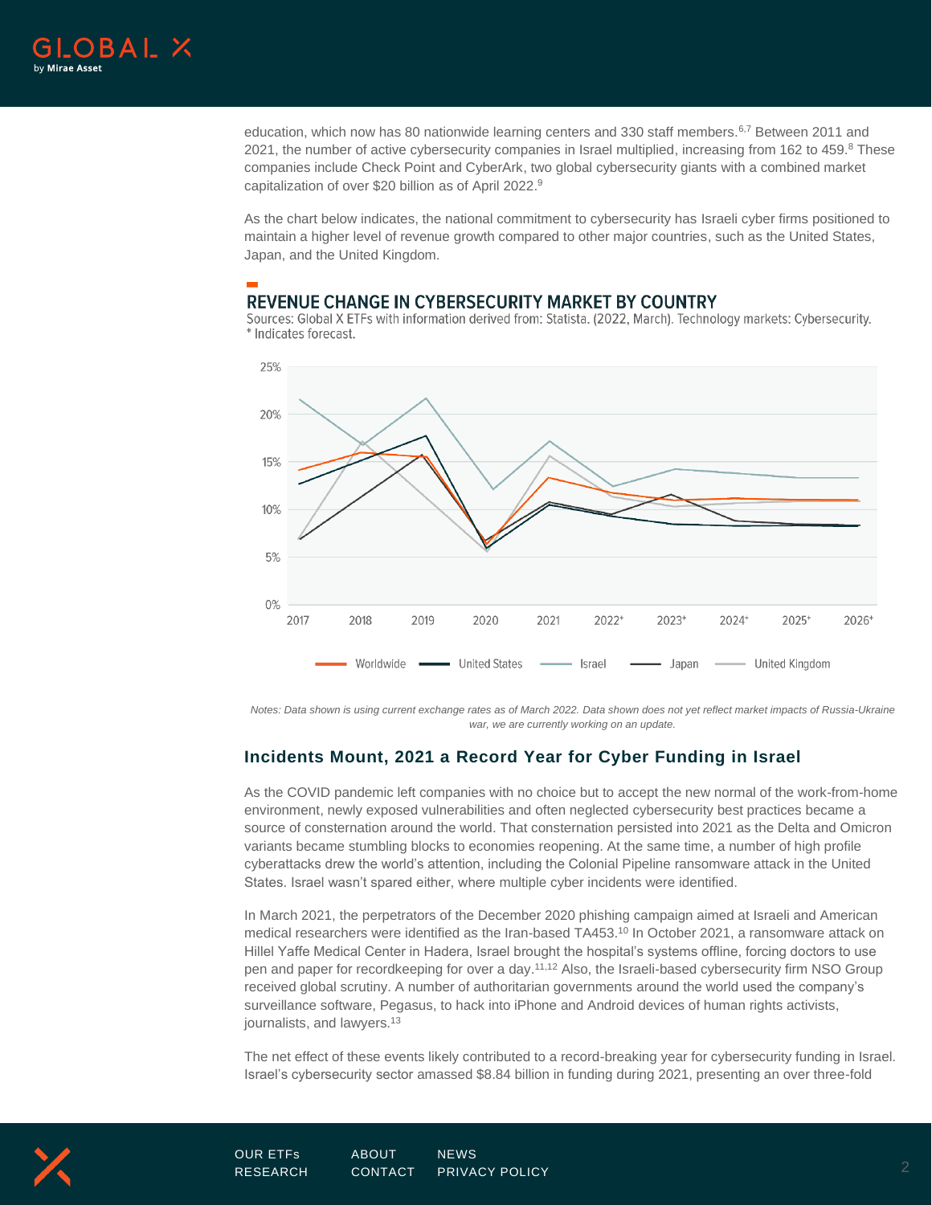education, which now has 80 nationwide learning centers and 330 staff members.[6,7] Between 2011 and 2021, the number of active cybersecurity companies in Israel multiplied, increasing from 162 to 459.[8] These companies include Check Point and CyberArk, two global cybersecurity giants with a combined market capitalization of over $20 billion as of April 2022.[9]

As the chart below indicates, the national commitment to cybersecurity has Israeli cyber firms positioned to maintain a higher level of revenue growth compared to other major countries, such as the United States, Japan, and the United Kingdom.

## REVENUE CHANGE IN CYBERSECURITY MARKET BY COUNTRY

Sources: Global X ETFs with information derived from: Statista. (2022, March). Technology markets: Cybersecurity.
* Indicates forecast.

*Notes: Data shown is using current exchange rates as of March 2022. Data shown does not yet reflect market impacts of Russia-Ukraine war, we are currently working on an update.*

## Incidents Mount, 2021 a Record Year for Cyber Funding in Israel

As the COVID pandemic left companies with no choice but to accept the new normal of the work-from-home environment, newly exposed vulnerabilities and often neglected cybersecurity best practices became a source of consternation around the world. That consternation persisted into 2021 as the Delta and Omicron variants became stumbling blocks to economies reopening. At the same time, a number of high profile cyberattacks drew the world's attention, including the Colonial Pipeline ransomware attack in the United States. Israel wasn't spared either, where multiple cyber incidents were identified.

In March 2021, the perpetrators of the December 2020 phishing campaign aimed at Israeli and American medical researchers were identified as the Iran-based TA453.[10] In October 2021, a ransomware attack on Hillel Yaffe Medical Center in Hadera, Israel brought the hospital's systems offline, forcing doctors to use pen and paper for recordkeeping for over a day.[11,12] Also, the Israeli-based cybersecurity firm NSO Group received global scrutiny. A number of authoritarian governments around the world used the company's surveillance software, Pegasus, to hack into iPhone and Android devices of human rights activists, journalists, and lawyers.[13]

The net effect of these events likely contributed to a record-breaking year for cybersecurity funding in Israel. Israel's cybersecurity sector amassed $8.84 billion in funding during 2021, presenting an over three-fold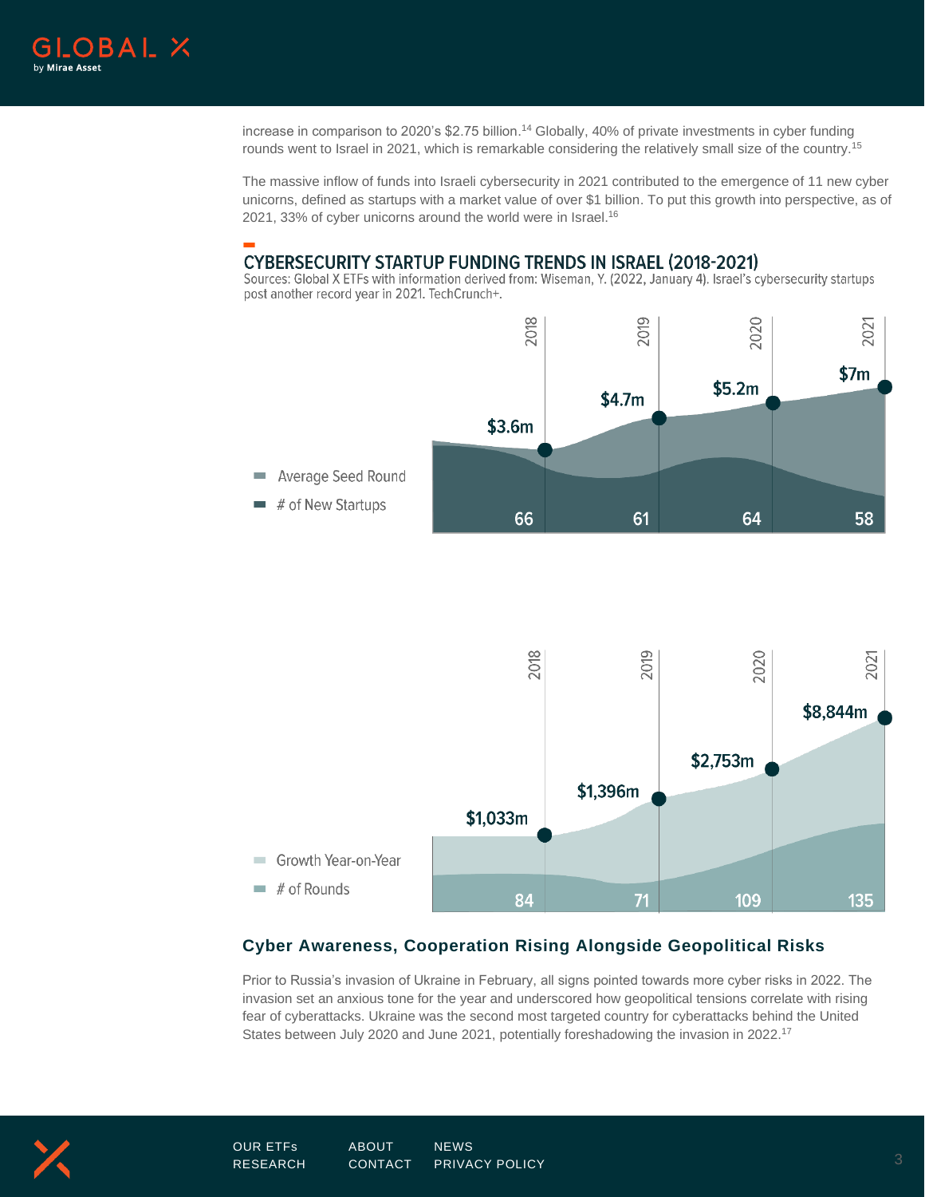increase in comparison to 2020's $2.75 billion.[14] Globally, 40% of private investments in cyber funding rounds went to Israel in 2021, which is remarkable considering the relatively small size of the country.[15]

The massive inflow of funds into Israeli cybersecurity in 2021 contributed to the emergence of 11 new cyber unicorns, defined as startups with a market value of over $1 billion. To put this growth into perspective, as of 2021, 33% of cyber unicorns around the world were in Israel.[16]

## CYBERSECURITY STARTUP FUNDING TRENDS IN ISRAEL (2018-2021)

Sources: Global X ETFs with information derived from: Wiseman, Y. (2022, January 4). Israel's cybersecurity startups post another record year in 2021. TechCrunch+.

| | 2018 | 2019 | 2020 | 2021 |
|---|---|---|---|---|
| Average Seed Round | $3.6m | $4.7m | $5.2m | $7m |
| # of New Startups | 66 | 61 | 64 | 58 |

| | 2018 | 2019 | 2020 | 2021 |
|---|---|---|---|---|
| Growth Year-on-Year | $1,033m | $1,396m | $2,753m | $8,844m |
| # of Rounds | 84 | 71 | 109 | 135 |

### Cyber Awareness, Cooperation Rising Alongside Geopolitical Risks

Prior to Russia's invasion of Ukraine in February, all signs pointed towards more cyber risks in 2022. The invasion set an anxious tone for the year and underscored how geopolitical tensions correlate with rising fear of cyberattacks. Ukraine was the second most targeted country for cyberattacks behind the United States between July 2020 and June 2021, potentially foreshadowing the invasion in 2022.[17]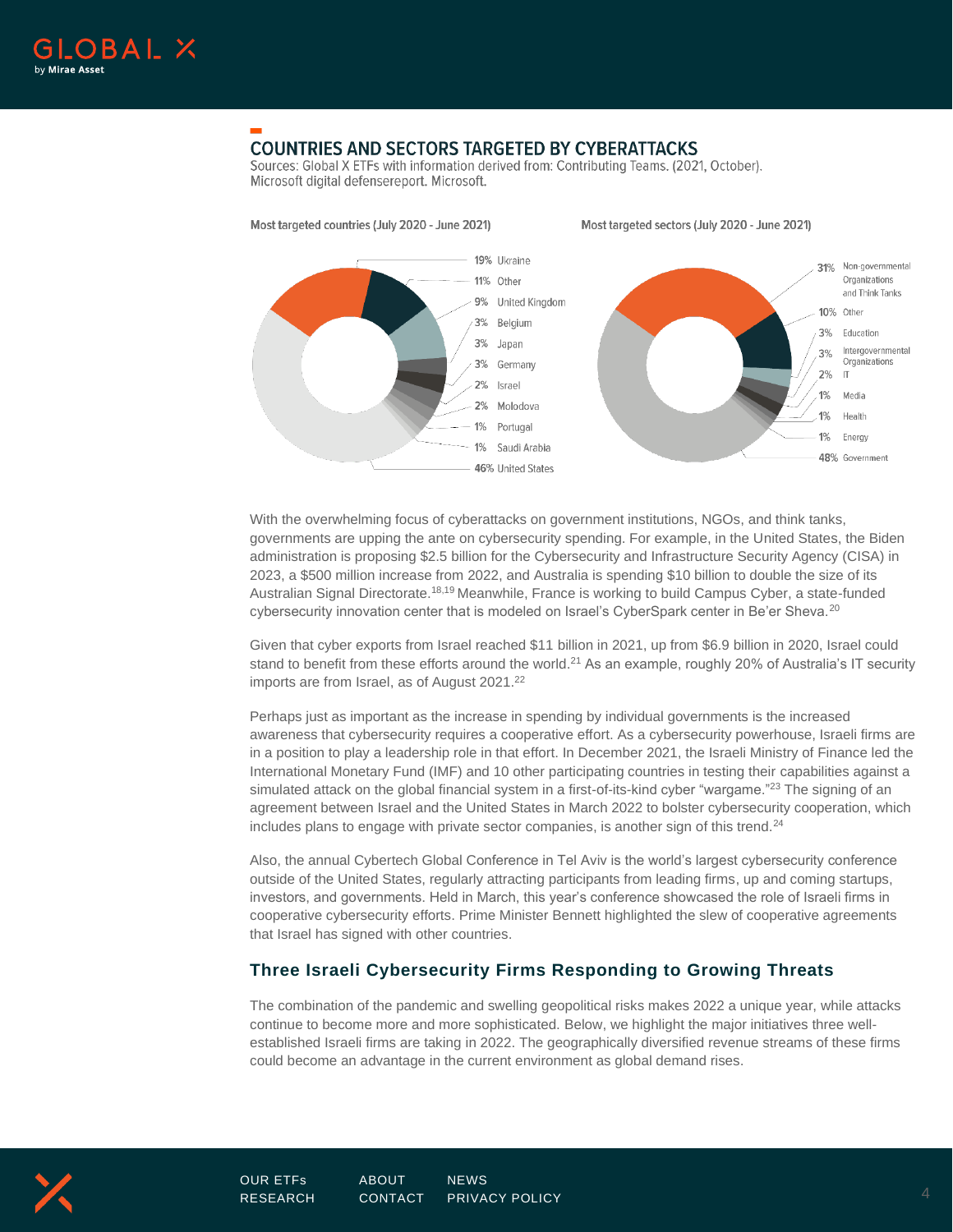## COUNTRIES AND SECTORS TARGETED BY CYBERATTACKS

Sources: Global X ETFs with information derived from: Contributing Teams. (2021, October). Microsoft digital defensereport. Microsoft.

**Most targeted countries (July 2020 - June 2021)**

| Share | Country |
|---|---|
| 19% | Ukraine |
| 11% | Other |
| 9% | United Kingdom |
| 3% | Belgium |
| 3% | Japan |
| 3% | Germany |
| 2% | Israel |
| 2% | Molodova |
| 1% | Portugal |
| 1% | Saudi Arabia |
| 46% | United States |

**Most targeted sectors (July 2020 - June 2021)**

| Share | Sector |
|---|---|
| 31% | Non-governmental Organizations and Think Tanks |
| 10% | Other |
| 3% | Education |
| 3% | Intergovernmental Organizations |
| 2% | IT |
| 1% | Media |
| 1% | Health |
| 1% | Energy |
| 48% | Government |

With the overwhelming focus of cyberattacks on government institutions, NGOs, and think tanks, governments are upping the ante on cybersecurity spending. For example, in the United States, the Biden administration is proposing $2.5 billion for the Cybersecurity and Infrastructure Security Agency (CISA) in 2023, a $500 million increase from 2022, and Australia is spending $10 billion to double the size of its Australian Signal Directorate.[18,19] Meanwhile, France is working to build Campus Cyber, a state-funded cybersecurity innovation center that is modeled on Israel's CyberSpark center in Be'er Sheva.[20]

Given that cyber exports from Israel reached $11 billion in 2021, up from $6.9 billion in 2020, Israel could stand to benefit from these efforts around the world.[21] As an example, roughly 20% of Australia's IT security imports are from Israel, as of August 2021.[22]

Perhaps just as important as the increase in spending by individual governments is the increased awareness that cybersecurity requires a cooperative effort. As a cybersecurity powerhouse, Israeli firms are in a position to play a leadership role in that effort. In December 2021, the Israeli Ministry of Finance led the International Monetary Fund (IMF) and 10 other participating countries in testing their capabilities against a simulated attack on the global financial system in a first-of-its-kind cyber "wargame."[23] The signing of an agreement between Israel and the United States in March 2022 to bolster cybersecurity cooperation, which includes plans to engage with private sector companies, is another sign of this trend.[24]

Also, the annual Cybertech Global Conference in Tel Aviv is the world's largest cybersecurity conference outside of the United States, regularly attracting participants from leading firms, up and coming startups, investors, and governments. Held in March, this year's conference showcased the role of Israeli firms in cooperative cybersecurity efforts. Prime Minister Bennett highlighted the slew of cooperative agreements that Israel has signed with other countries.

### Three Israeli Cybersecurity Firms Responding to Growing Threats

The combination of the pandemic and swelling geopolitical risks makes 2022 a unique year, while attacks continue to become more and more sophisticated. Below, we highlight the major initiatives three well-established Israeli firms are taking in 2022. The geographically diversified revenue streams of these firms could become an advantage in the current environment as global demand rises.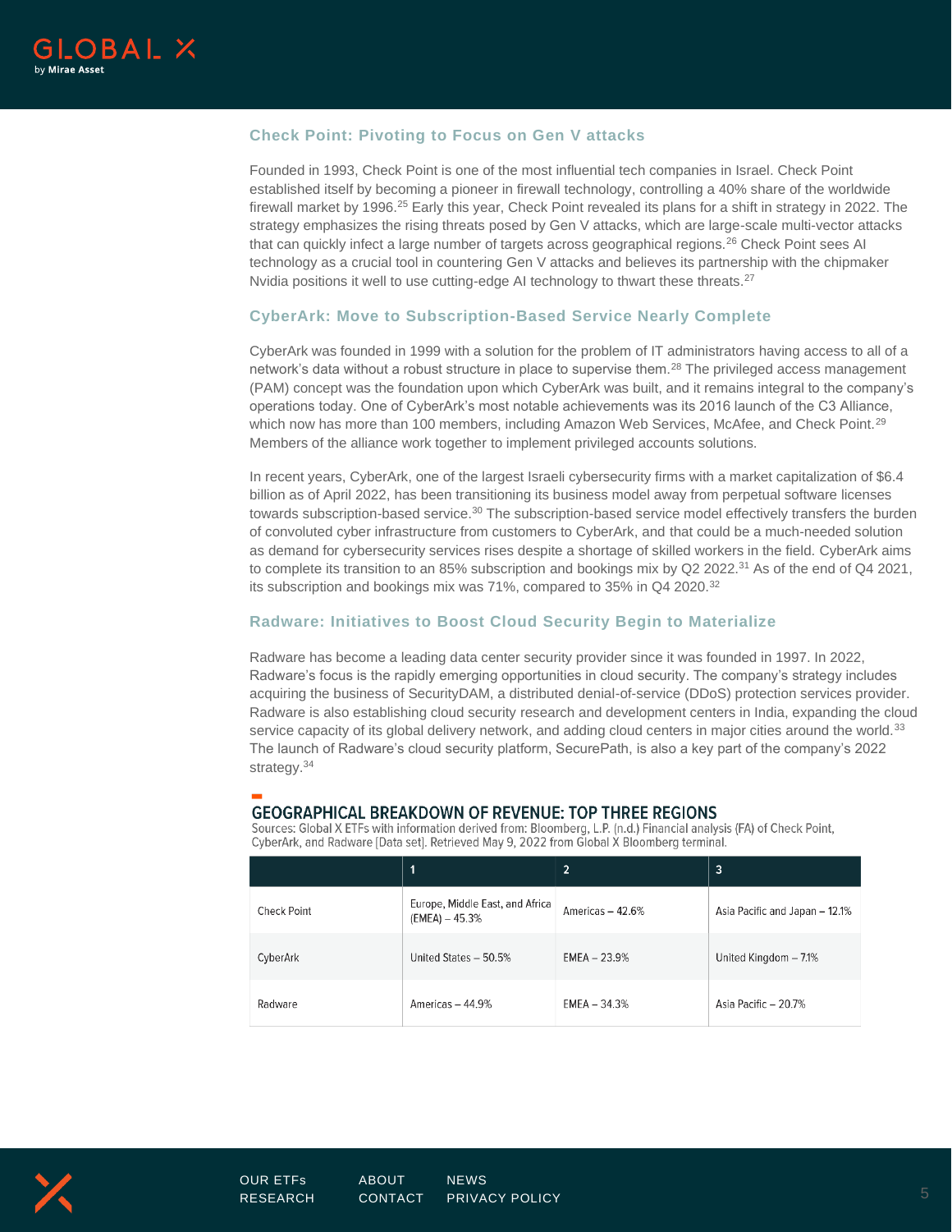### Check Point: Pivoting to Focus on Gen V attacks

Founded in 1993, Check Point is one of the most influential tech companies in Israel. Check Point established itself by becoming a pioneer in firewall technology, controlling a 40% share of the worldwide firewall market by 1996.[25] Early this year, Check Point revealed its plans for a shift in strategy in 2022. The strategy emphasizes the rising threats posed by Gen V attacks, which are large-scale multi-vector attacks that can quickly infect a large number of targets across geographical regions.[26] Check Point sees AI technology as a crucial tool in countering Gen V attacks and believes its partnership with the chipmaker Nvidia positions it well to use cutting-edge AI technology to thwart these threats.[27]

### CyberArk: Move to Subscription-Based Service Nearly Complete

CyberArk was founded in 1999 with a solution for the problem of IT administrators having access to all of a network's data without a robust structure in place to supervise them.[28] The privileged access management (PAM) concept was the foundation upon which CyberArk was built, and it remains integral to the company's operations today. One of CyberArk's most notable achievements was its 2016 launch of the C3 Alliance, which now has more than 100 members, including Amazon Web Services, McAfee, and Check Point.[29] Members of the alliance work together to implement privileged accounts solutions.

In recent years, CyberArk, one of the largest Israeli cybersecurity firms with a market capitalization of $6.4 billion as of April 2022, has been transitioning its business model away from perpetual software licenses towards subscription-based service.[30] The subscription-based service model effectively transfers the burden of convoluted cyber infrastructure from customers to CyberArk, and that could be a much-needed solution as demand for cybersecurity services rises despite a shortage of skilled workers in the field. CyberArk aims to complete its transition to an 85% subscription and bookings mix by Q2 2022.[31] As of the end of Q4 2021, its subscription and bookings mix was 71%, compared to 35% in Q4 2020.[32]

### Radware: Initiatives to Boost Cloud Security Begin to Materialize

Radware has become a leading data center security provider since it was founded in 1997. In 2022, Radware's focus is the rapidly emerging opportunities in cloud security. The company's strategy includes acquiring the business of SecurityDAM, a distributed denial-of-service (DDoS) protection services provider. Radware is also establishing cloud security research and development centers in India, expanding the cloud service capacity of its global delivery network, and adding cloud centers in major cities around the world.[33] The launch of Radware's cloud security platform, SecurePath, is also a key part of the company's 2022 strategy.[34]

#### GEOGRAPHICAL BREAKDOWN OF REVENUE: TOP THREE REGIONS

Sources: Global X ETFs with information derived from: Bloomberg, L.P. (n.d.) Financial analysis (FA) of Check Point, CyberArk, and Radware [Data set]. Retrieved May 9, 2022 from Global X Bloomberg terminal.

| | 1 | 2 | 3 |
|---|---|---|---|
| Check Point | Europe, Middle East, and Africa (EMEA) – 45.3% | Americas – 42.6% | Asia Pacific and Japan – 12.1% |
| CyberArk | United States – 50.5% | EMEA – 23.9% | United Kingdom – 7.1% |
| Radware | Americas – 44.9% | EMEA – 34.3% | Asia Pacific – 20.7% |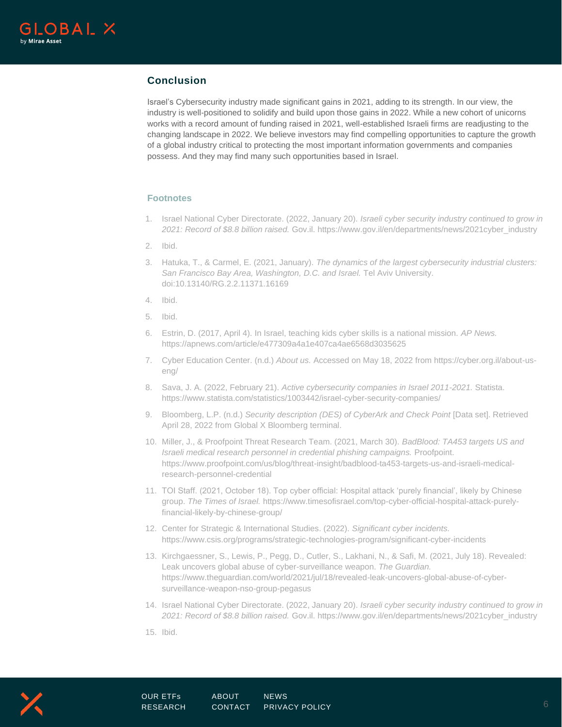## Conclusion

Israel's Cybersecurity industry made significant gains in 2021, adding to its strength. In our view, the industry is well-positioned to solidify and build upon those gains in 2022. While a new cohort of unicorns works with a record amount of funding raised in 2021, well-established Israeli firms are readjusting to the changing landscape in 2022. We believe investors may find compelling opportunities to capture the growth of a global industry critical to protecting the most important information governments and companies possess. And they may find many such opportunities based in Israel.

### Footnotes

1. Israel National Cyber Directorate. (2022, January 20). *Israeli cyber security industry continued to grow in 2021: Record of $8.8 billion raised.* Gov.il. https://www.gov.il/en/departments/news/2021cyber_industry
2. Ibid.
3. Hatuka, T., & Carmel, E. (2021, January). *The dynamics of the largest cybersecurity industrial clusters: San Francisco Bay Area, Washington, D.C. and Israel.* Tel Aviv University. doi:10.13140/RG.2.2.11371.16169
4. Ibid.
5. Ibid.
6. Estrin, D. (2017, April 4). In Israel, teaching kids cyber skills is a national mission. *AP News.* https://apnews.com/article/e477309a4a1e407ca4ae6568d3035625
7. Cyber Education Center. (n.d.) *About us.* Accessed on May 18, 2022 from https://cyber.org.il/about-us-eng/
8. Sava, J. A. (2022, February 21). *Active cybersecurity companies in Israel 2011-2021.* Statista. https://www.statista.com/statistics/1003442/israel-cyber-security-companies/
9. Bloomberg, L.P. (n.d.) *Security description (DES) of CyberArk and Check Point* [Data set]. Retrieved April 28, 2022 from Global X Bloomberg terminal.
10. Miller, J., & Proofpoint Threat Research Team. (2021, March 30). *BadBlood: TA453 targets US and Israeli medical research personnel in credential phishing campaigns.* Proofpoint. https://www.proofpoint.com/us/blog/threat-insight/badblood-ta453-targets-us-and-israeli-medical-research-personnel-credential
11. TOI Staff. (2021, October 18). Top cyber official: Hospital attack 'purely financial', likely by Chinese group. *The Times of Israel.* https://www.timesofisrael.com/top-cyber-official-hospital-attack-purely-financial-likely-by-chinese-group/
12. Center for Strategic & International Studies. (2022). *Significant cyber incidents.* https://www.csis.org/programs/strategic-technologies-program/significant-cyber-incidents
13. Kirchgaessner, S., Lewis, P., Pegg, D., Cutler, S., Lakhani, N., & Safi, M. (2021, July 18). Revealed: Leak uncovers global abuse of cyber-surveillance weapon. *The Guardian.* https://www.theguardian.com/world/2021/jul/18/revealed-leak-uncovers-global-abuse-of-cyber-surveillance-weapon-nso-group-pegasus
14. Israel National Cyber Directorate. (2022, January 20). *Israeli cyber security industry continued to grow in 2021: Record of $8.8 billion raised.* Gov.il. https://www.gov.il/en/departments/news/2021cyber_industry
15. Ibid.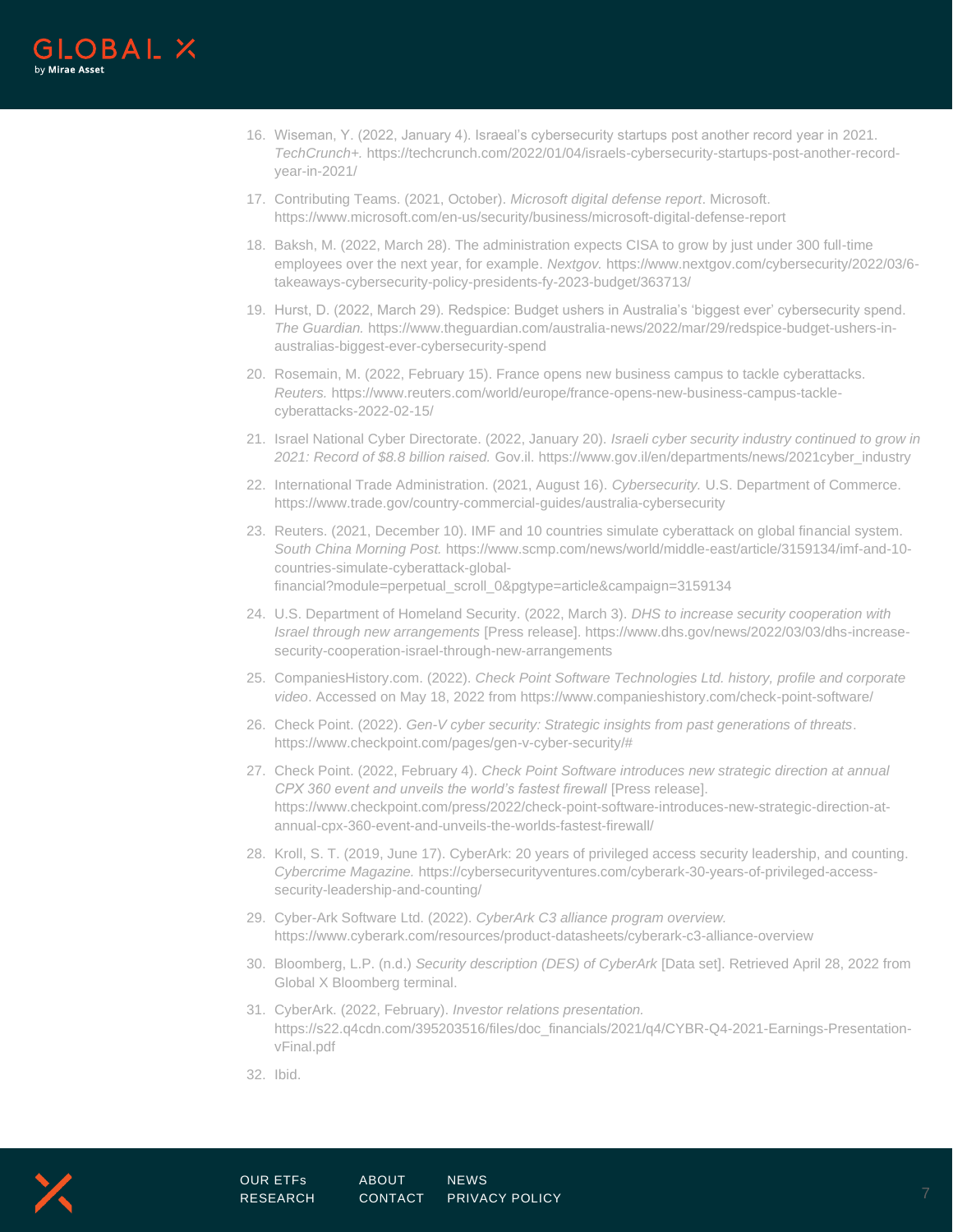16. Wiseman, Y. (2022, January 4). Israeal's cybersecurity startups post another record year in 2021. *TechCrunch+.* https://techcrunch.com/2022/01/04/israels-cybersecurity-startups-post-another-record-year-in-2021/
17. Contributing Teams. (2021, October). *Microsoft digital defense report*. Microsoft. https://www.microsoft.com/en-us/security/business/microsoft-digital-defense-report
18. Baksh, M. (2022, March 28). The administration expects CISA to grow by just under 300 full-time employees over the next year, for example. *Nextgov.* https://www.nextgov.com/cybersecurity/2022/03/6-takeaways-cybersecurity-policy-presidents-fy-2023-budget/363713/
19. Hurst, D. (2022, March 29). Redspice: Budget ushers in Australia's 'biggest ever' cybersecurity spend. *The Guardian.* https://www.theguardian.com/australia-news/2022/mar/29/redspice-budget-ushers-in-australias-biggest-ever-cybersecurity-spend
20. Rosemain, M. (2022, February 15). France opens new business campus to tackle cyberattacks. *Reuters.* https://www.reuters.com/world/europe/france-opens-new-business-campus-tackle-cyberattacks-2022-02-15/
21. Israel National Cyber Directorate. (2022, January 20). *Israeli cyber security industry continued to grow in 2021: Record of $8.8 billion raised.* Gov.il. https://www.gov.il/en/departments/news/2021cyber_industry
22. International Trade Administration. (2021, August 16). *Cybersecurity.* U.S. Department of Commerce. https://www.trade.gov/country-commercial-guides/australia-cybersecurity
23. Reuters. (2021, December 10). IMF and 10 countries simulate cyberattack on global financial system. *South China Morning Post.* https://www.scmp.com/news/world/middle-east/article/3159134/imf-and-10-countries-simulate-cyberattack-global-financial?module=perpetual_scroll_0&pgtype=article&campaign=3159134
24. U.S. Department of Homeland Security. (2022, March 3). *DHS to increase security cooperation with Israel through new arrangements* [Press release]. https://www.dhs.gov/news/2022/03/03/dhs-increase-security-cooperation-israel-through-new-arrangements
25. CompaniesHistory.com. (2022). *Check Point Software Technologies Ltd. history, profile and corporate video*. Accessed on May 18, 2022 from https://www.companieshistory.com/check-point-software/
26. Check Point. (2022). *Gen-V cyber security: Strategic insights from past generations of threats*. https://www.checkpoint.com/pages/gen-v-cyber-security/#
27. Check Point. (2022, February 4). *Check Point Software introduces new strategic direction at annual CPX 360 event and unveils the world's fastest firewall* [Press release]. https://www.checkpoint.com/press/2022/check-point-software-introduces-new-strategic-direction-at-annual-cpx-360-event-and-unveils-the-worlds-fastest-firewall/
28. Kroll, S. T. (2019, June 17). CyberArk: 20 years of privileged access security leadership, and counting. *Cybercrime Magazine.* https://cybersecurityventures.com/cyberark-30-years-of-privileged-access-security-leadership-and-counting/
29. Cyber-Ark Software Ltd. (2022). *CyberArk C3 alliance program overview.* https://www.cyberark.com/resources/product-datasheets/cyberark-c3-alliance-overview
30. Bloomberg, L.P. (n.d.) *Security description (DES) of CyberArk* [Data set]. Retrieved April 28, 2022 from Global X Bloomberg terminal.
31. CyberArk. (2022, February). *Investor relations presentation.* https://s22.q4cdn.com/395203516/files/doc_financials/2021/q4/CYBR-Q4-2021-Earnings-Presentation-vFinal.pdf
32. Ibid.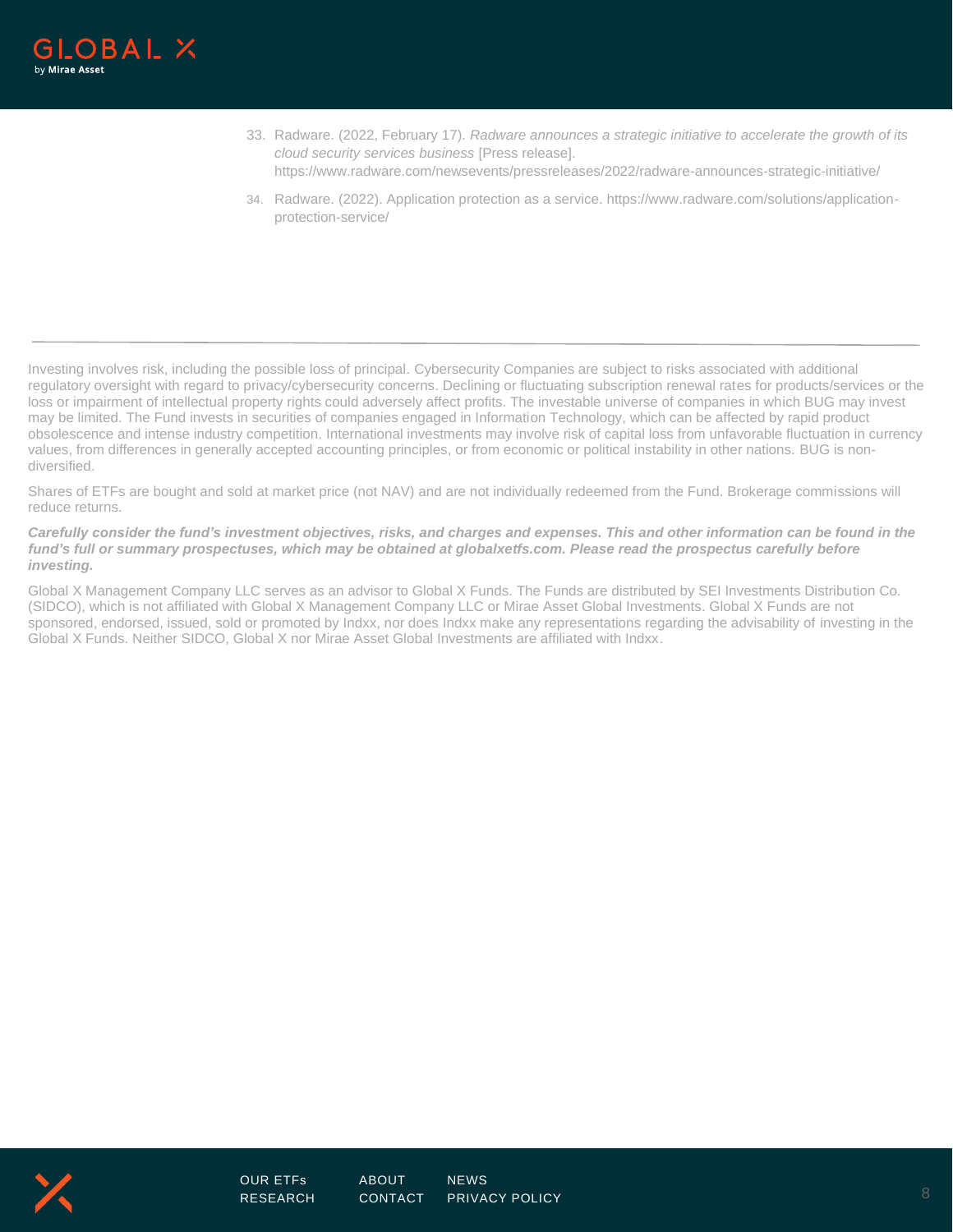33. Radware. (2022, February 17). *Radware announces a strategic initiative to accelerate the growth of its cloud security services business* [Press release]. https://www.radware.com/newsevents/pressreleases/2022/radware-announces-strategic-initiative/
34. Radware. (2022). Application protection as a service. https://www.radware.com/solutions/application-protection-service/

---

Investing involves risk, including the possible loss of principal. Cybersecurity Companies are subject to risks associated with additional regulatory oversight with regard to privacy/cybersecurity concerns. Declining or fluctuating subscription renewal rates for products/services or the loss or impairment of intellectual property rights could adversely affect profits. The investable universe of companies in which BUG may invest may be limited. The Fund invests in securities of companies engaged in Information Technology, which can be affected by rapid product obsolescence and intense industry competition. International investments may involve risk of capital loss from unfavorable fluctuation in currency values, from differences in generally accepted accounting principles, or from economic or political instability in other nations. BUG is non-diversified.

Shares of ETFs are bought and sold at market price (not NAV) and are not individually redeemed from the Fund. Brokerage commissions will reduce returns.

***Carefully consider the fund's investment objectives, risks, and charges and expenses. This and other information can be found in the fund's full or summary prospectuses, which may be obtained at globalxetfs.com. Please read the prospectus carefully before investing.***

Global X Management Company LLC serves as an advisor to Global X Funds. The Funds are distributed by SEI Investments Distribution Co. (SIDCO), which is not affiliated with Global X Management Company LLC or Mirae Asset Global Investments. Global X Funds are not sponsored, endorsed, issued, sold or promoted by Indxx, nor does Indxx make any representations regarding the advisability of investing in the Global X Funds. Neither SIDCO, Global X nor Mirae Asset Global Investments are affiliated with Indxx.